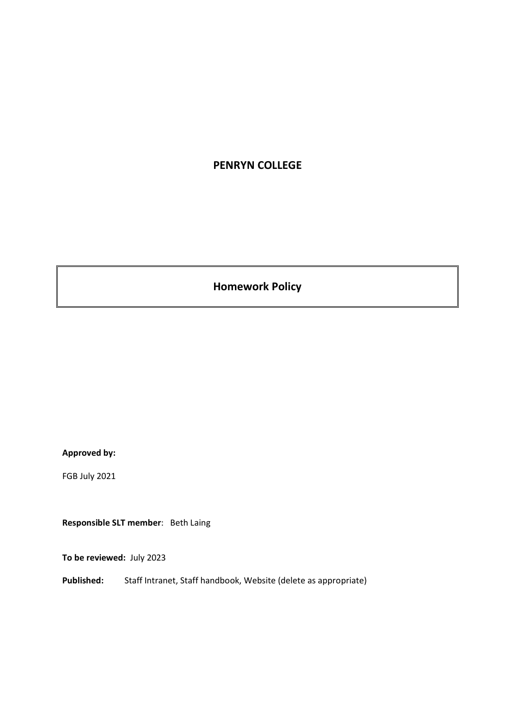# PENRYN COLLEGE

## Homework Policy

**Approved by:**

FGB July 2021

**Responsible SLT member**: Beth Laing

**To be reviewed:** July 2023

**Published:** Staff Intranet, Staff handbook, Website (delete as appropriate)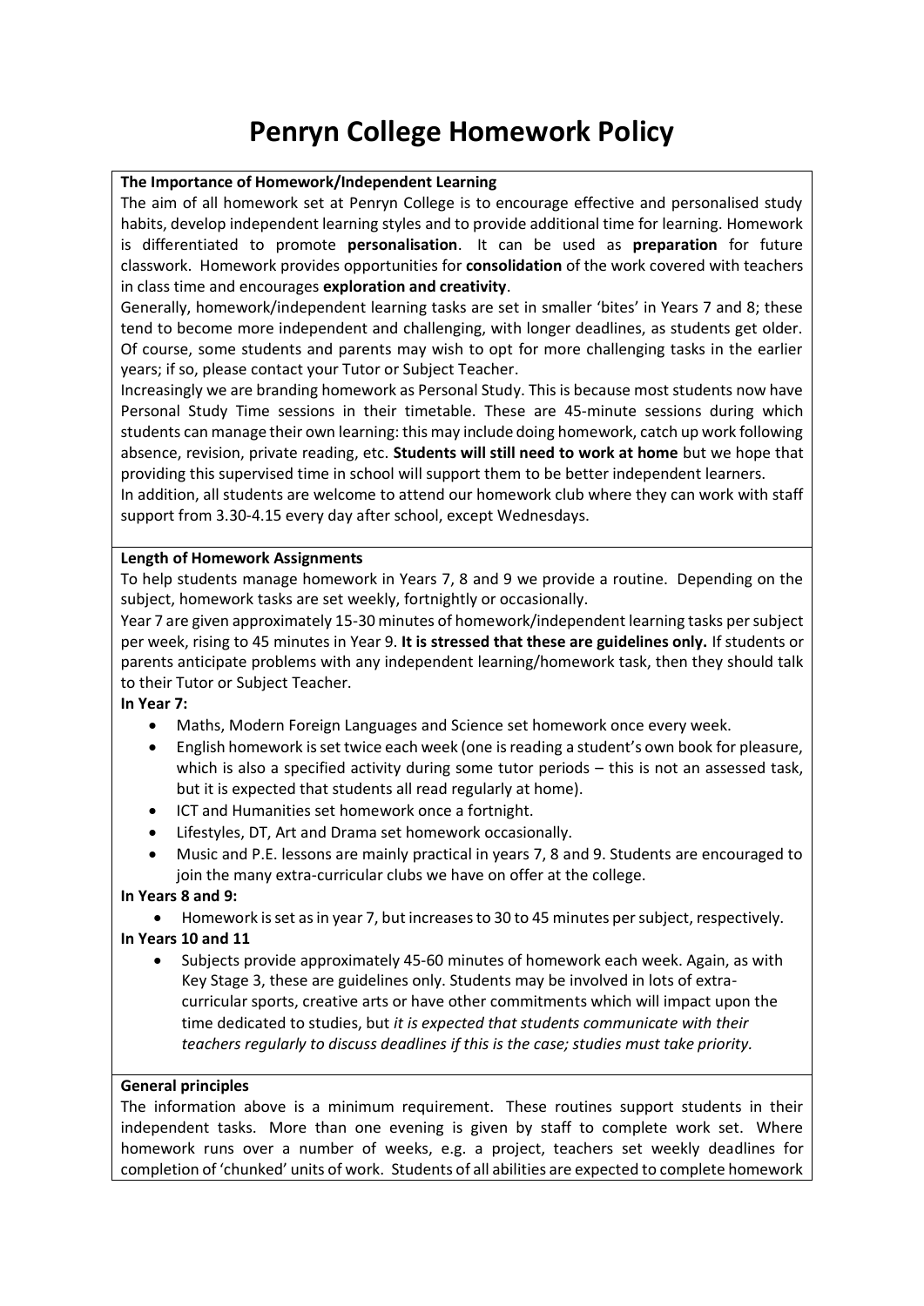# Penryn College Homework Policy

**The Importance of Homework/Independent Learning**

The aim of all homework set at Penryn College is to encourage effective and personalised study habits, develop independent learning styles and to provide additional time for learning. Homework is differentiated to promote **personalisation**. It can be used as **preparation** for future classwork. Homework provides opportunities for **consolidation** of the work covered with teachers in class time and encourages **exploration and creativity**.

Generally, homework/independent learning tasks are set in smaller 'bites' in Years 7 and 8; these tend to become more independent and challenging, with longer deadlines, as students get older. Of course, some students and parents may wish to opt for more challenging tasks in the earlier years; if so, please contact your Tutor or Subject Teacher.

Increasingly we are branding homework as Personal Study. This is because most students now have Personal Study Time sessions in their timetable. These are 45-minute sessions during which students can manage their own learning: this may include doing homework, catch up work following absence, revision, private reading, etc. **Students will still need to work at home** but we hope that providing this supervised time in school will support them to be better independent learners.

In addition, all students are welcome to attend our homework club where they can work with staff support from 3.30-4.15 every day after school, except Wednesdays.

**Length of Homework Assignments**

To help students manage homework in Years 7, 8 and 9 we provide a routine. Depending on the subject, homework tasks are set weekly, fortnightly or occasionally.

Year 7 are given approximately 15-30 minutes of homework/independent learning tasks per subject per week, rising to 45 minutes in Year 9. **It is stressed that these are guidelines only.** If students or parents anticipate problems with any independent learning/homework task, then they should talk to their Tutor or Subject Teacher.

**In Year 7:**

- Maths, Modern Foreign Languages and Science set homework once every week.
- English homework is set twice each week (one is reading a student's own book for pleasure, which is also a specified activity during some tutor periods – this is not an assessed task, but it is expected that students all read regularly at home).
- ICT and Humanities set homework once a fortnight.
- Lifestyles, DT, Art and Drama set homework occasionally.
- Music and P.E. lessons are mainly practical in years 7, 8 and 9. Students are encouraged to join the many extra-curricular clubs we have on offer at the college.

**In Years 8 and 9:**

- Homework is set as in year 7, but increases to 30 to 45 minutes per subject, respectively.

**In Years 10 and 11**

- Subjects provide approximately 45-60 minutes of homework each week. Again, as with Key Stage 3, these are guidelines only. Students may be involved in lots of extra-curricular sports, creative arts or have other commitments which will impact upon the time dedicated to studies, but *it is expected that students communicate with their teachers regularly to discuss deadlines if this is the case; studies must take priority.*

**General principles**

The information above is a minimum requirement. These routines support students in their independent tasks. More than one evening is given by staff to complete work set. Where homework runs over a number of weeks, e.g. a project, teachers set weekly deadlines for completion of 'chunked' units of work. Students of all abilities are expected to complete homework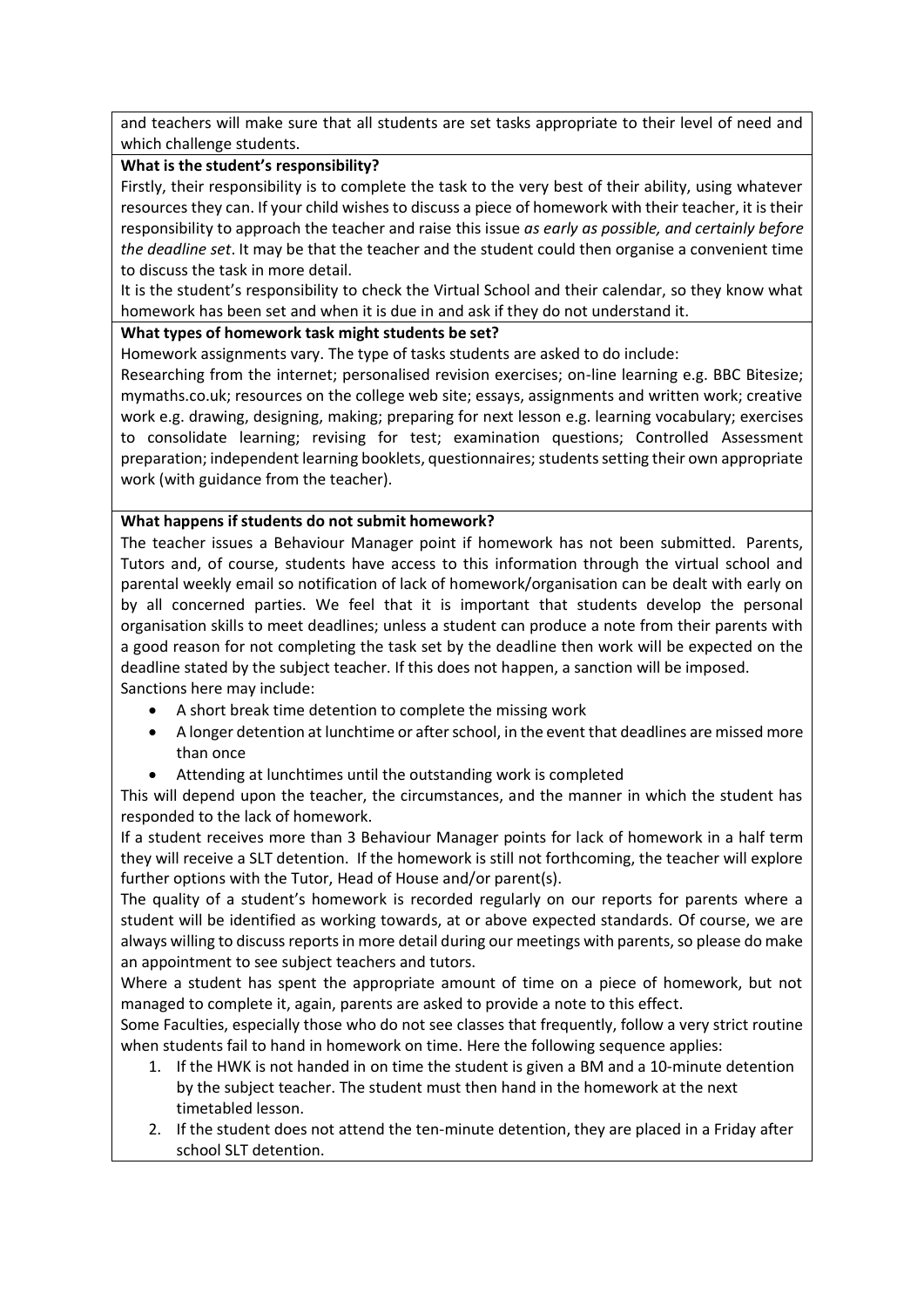and teachers will make sure that all students are set tasks appropriate to their level of need and which challenge students.

**What is the student's responsibility?**

Firstly, their responsibility is to complete the task to the very best of their ability, using whatever resources they can. If your child wishes to discuss a piece of homework with their teacher, it is their responsibility to approach the teacher and raise this issue *as early as possible, and certainly before the deadline set*. It may be that the teacher and the student could then organise a convenient time to discuss the task in more detail.

It is the student's responsibility to check the Virtual School and their calendar, so they know what homework has been set and when it is due in and ask if they do not understand it.

**What types of homework task might students be set?**

Homework assignments vary. The type of tasks students are asked to do include:

Researching from the internet; personalised revision exercises; on-line learning e.g. BBC Bitesize; mymaths.co.uk; resources on the college web site; essays, assignments and written work; creative work e.g. drawing, designing, making; preparing for next lesson e.g. learning vocabulary; exercises to consolidate learning; revising for test; examination questions; Controlled Assessment preparation; independent learning booklets, questionnaires; students setting their own appropriate work (with guidance from the teacher).

**What happens if students do not submit homework?**

The teacher issues a Behaviour Manager point if homework has not been submitted. Parents, Tutors and, of course, students have access to this information through the virtual school and parental weekly email so notification of lack of homework/organisation can be dealt with early on by all concerned parties. We feel that it is important that students develop the personal organisation skills to meet deadlines; unless a student can produce a note from their parents with a good reason for not completing the task set by the deadline then work will be expected on the deadline stated by the subject teacher. If this does not happen, a sanction will be imposed.

Sanctions here may include:

- A short break time detention to complete the missing work
- A longer detention at lunchtime or after school, in the event that deadlines are missed more than once
- Attending at lunchtimes until the outstanding work is completed

This will depend upon the teacher, the circumstances, and the manner in which the student has responded to the lack of homework.

If a student receives more than 3 Behaviour Manager points for lack of homework in a half term they will receive a SLT detention. If the homework is still not forthcoming, the teacher will explore further options with the Tutor, Head of House and/or parent(s).

The quality of a student's homework is recorded regularly on our reports for parents where a student will be identified as working towards, at or above expected standards. Of course, we are always willing to discuss reports in more detail during our meetings with parents, so please do make an appointment to see subject teachers and tutors.

Where a student has spent the appropriate amount of time on a piece of homework, but not managed to complete it, again, parents are asked to provide a note to this effect.

Some Faculties, especially those who do not see classes that frequently, follow a very strict routine when students fail to hand in homework on time. Here the following sequence applies:

1. If the HWK is not handed in on time the student is given a BM and a 10-minute detention by the subject teacher. The student must then hand in the homework at the next timetabled lesson.
2. If the student does not attend the ten-minute detention, they are placed in a Friday after school SLT detention.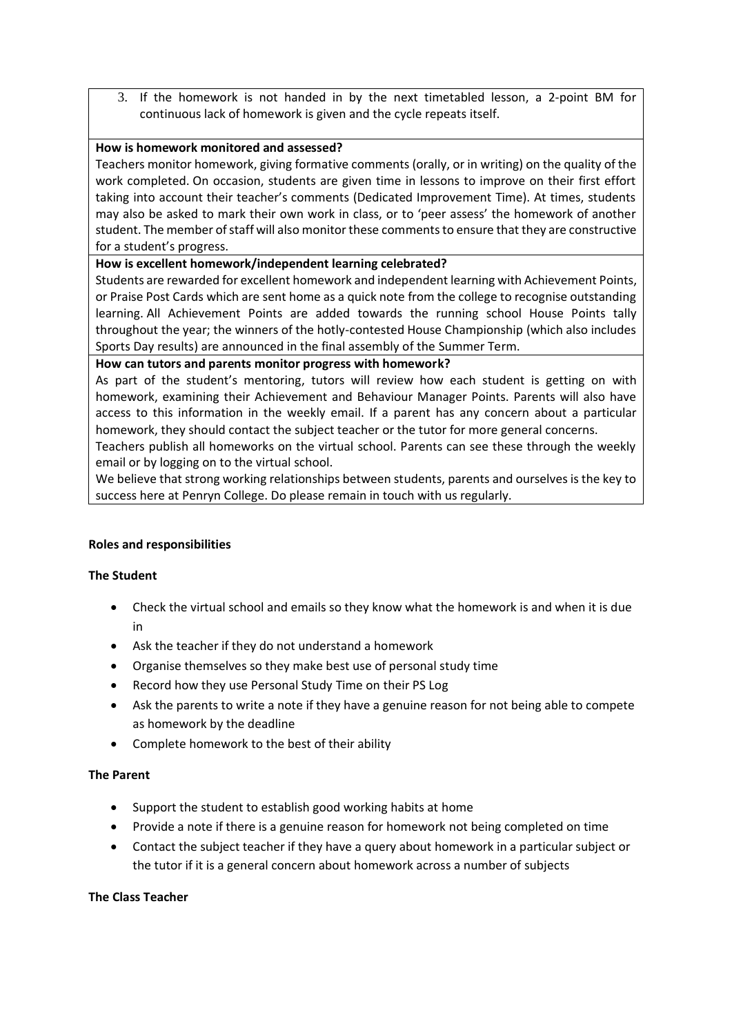3. If the homework is not handed in by the next timetabled lesson, a 2-point BM for continuous lack of homework is given and the cycle repeats itself.

**How is homework monitored and assessed?**

Teachers monitor homework, giving formative comments (orally, or in writing) on the quality of the work completed. On occasion, students are given time in lessons to improve on their first effort taking into account their teacher's comments (Dedicated Improvement Time). At times, students may also be asked to mark their own work in class, or to 'peer assess' the homework of another student. The member of staff will also monitor these comments to ensure that they are constructive for a student's progress.

**How is excellent homework/independent learning celebrated?**

Students are rewarded for excellent homework and independent learning with Achievement Points, or Praise Post Cards which are sent home as a quick note from the college to recognise outstanding learning. All Achievement Points are added towards the running school House Points tally throughout the year; the winners of the hotly-contested House Championship (which also includes Sports Day results) are announced in the final assembly of the Summer Term.

**How can tutors and parents monitor progress with homework?**

As part of the student's mentoring, tutors will review how each student is getting on with homework, examining their Achievement and Behaviour Manager Points. Parents will also have access to this information in the weekly email. If a parent has any concern about a particular homework, they should contact the subject teacher or the tutor for more general concerns.

Teachers publish all homeworks on the virtual school. Parents can see these through the weekly email or by logging on to the virtual school.

We believe that strong working relationships between students, parents and ourselves is the key to success here at Penryn College. Do please remain in touch with us regularly.

**Roles and responsibilities**

**The Student**

- Check the virtual school and emails so they know what the homework is and when it is due in
- Ask the teacher if they do not understand a homework
- Organise themselves so they make best use of personal study time
- Record how they use Personal Study Time on their PS Log
- Ask the parents to write a note if they have a genuine reason for not being able to compete as homework by the deadline
- Complete homework to the best of their ability

**The Parent**

- Support the student to establish good working habits at home
- Provide a note if there is a genuine reason for homework not being completed on time
- Contact the subject teacher if they have a query about homework in a particular subject or the tutor if it is a general concern about homework across a number of subjects

**The Class Teacher**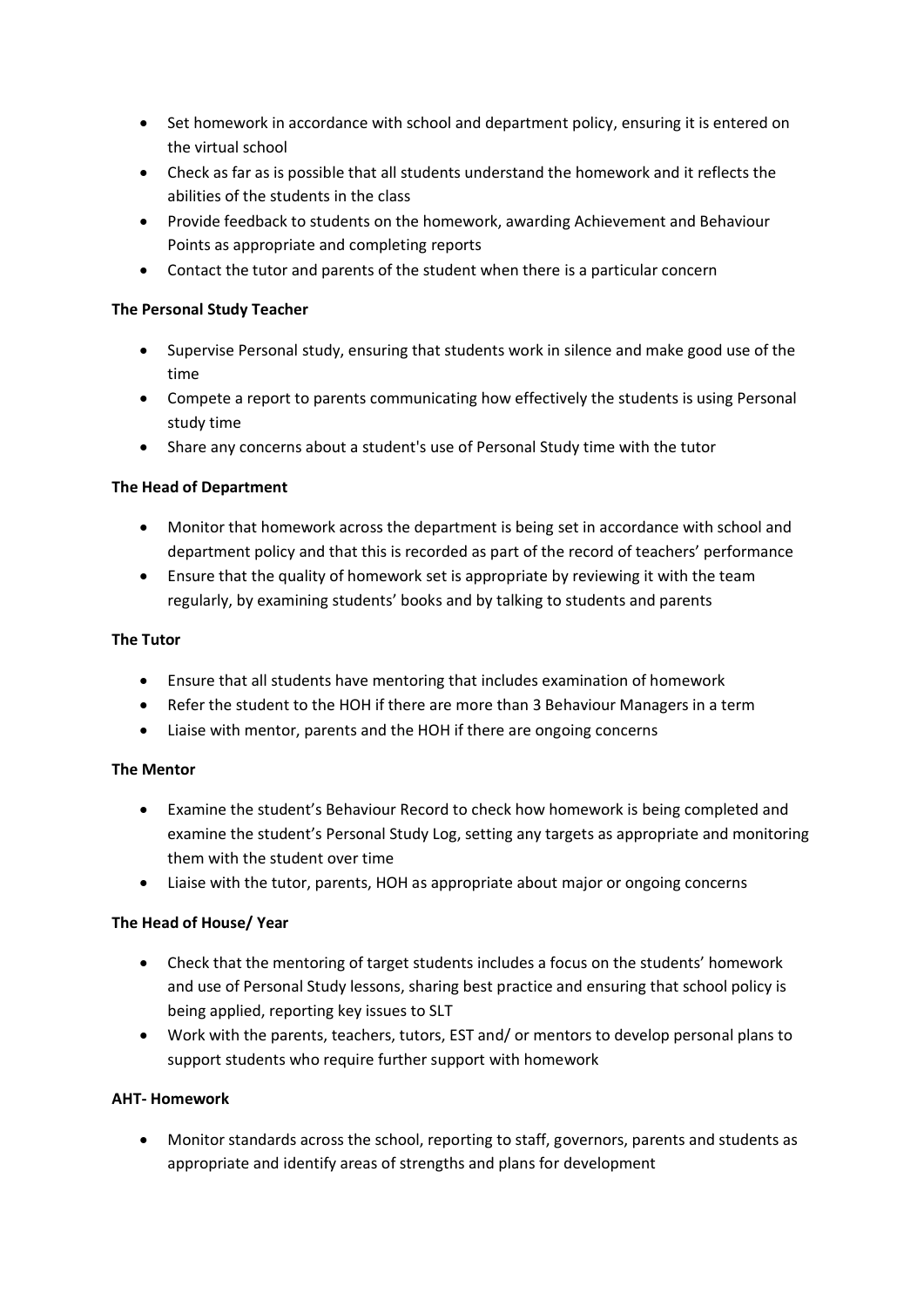- Set homework in accordance with school and department policy, ensuring it is entered on the virtual school
- Check as far as is possible that all students understand the homework and it reflects the abilities of the students in the class
- Provide feedback to students on the homework, awarding Achievement and Behaviour Points as appropriate and completing reports
- Contact the tutor and parents of the student when there is a particular concern

**The Personal Study Teacher**

- Supervise Personal study, ensuring that students work in silence and make good use of the time
- Compete a report to parents communicating how effectively the students is using Personal study time
- Share any concerns about a student's use of Personal Study time with the tutor

**The Head of Department**

- Monitor that homework across the department is being set in accordance with school and department policy and that this is recorded as part of the record of teachers' performance
- Ensure that the quality of homework set is appropriate by reviewing it with the team regularly, by examining students' books and by talking to students and parents

**The Tutor**

- Ensure that all students have mentoring that includes examination of homework
- Refer the student to the HOH if there are more than 3 Behaviour Managers in a term
- Liaise with mentor, parents and the HOH if there are ongoing concerns

**The Mentor**

- Examine the student's Behaviour Record to check how homework is being completed and examine the student's Personal Study Log, setting any targets as appropriate and monitoring them with the student over time
- Liaise with the tutor, parents, HOH as appropriate about major or ongoing concerns

**The Head of House/ Year**

- Check that the mentoring of target students includes a focus on the students' homework and use of Personal Study lessons, sharing best practice and ensuring that school policy is being applied, reporting key issues to SLT
- Work with the parents, teachers, tutors, EST and/ or mentors to develop personal plans to support students who require further support with homework

**AHT- Homework**

- Monitor standards across the school, reporting to staff, governors, parents and students as appropriate and identify areas of strengths and plans for development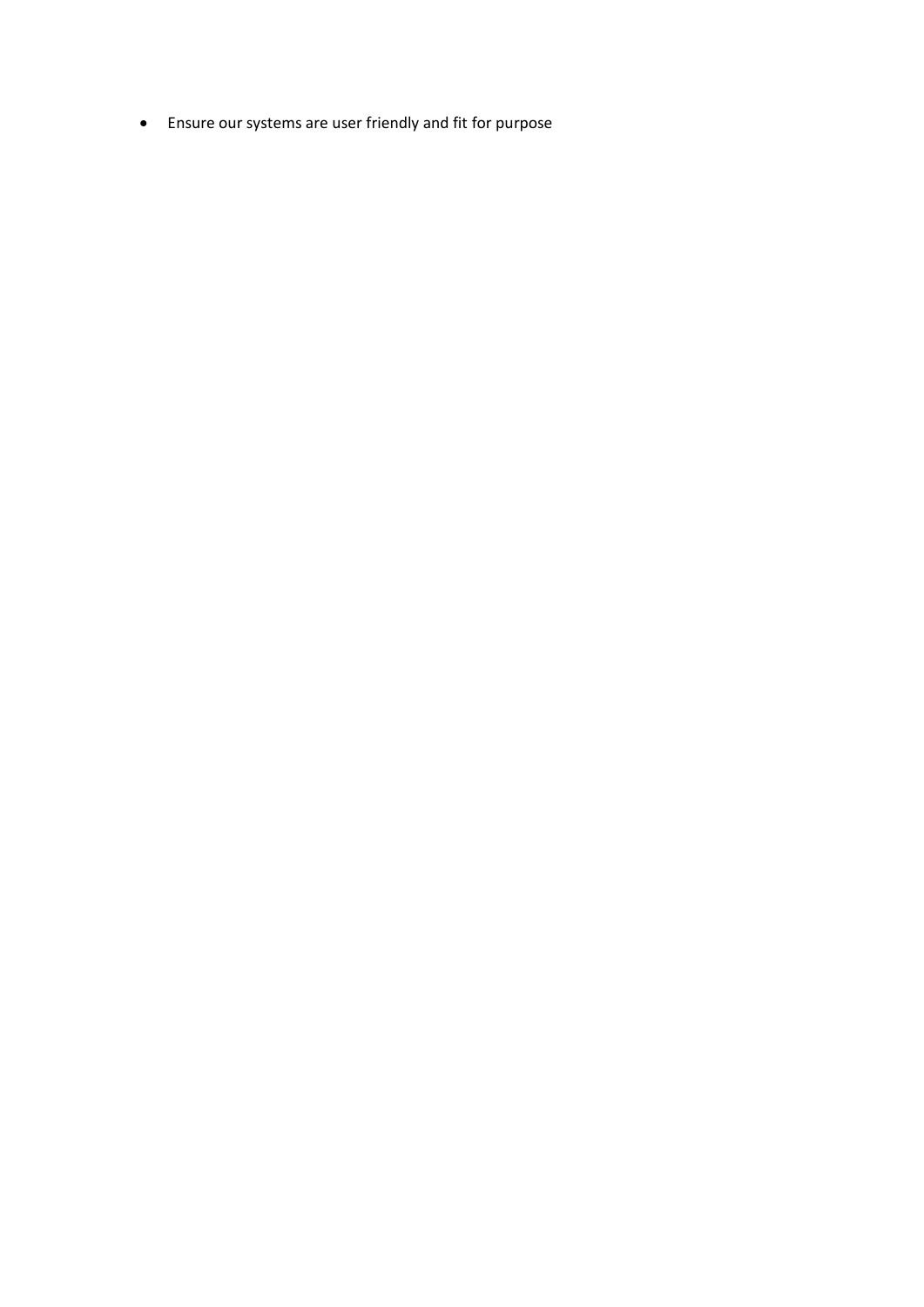- Ensure our systems are user friendly and fit for purpose